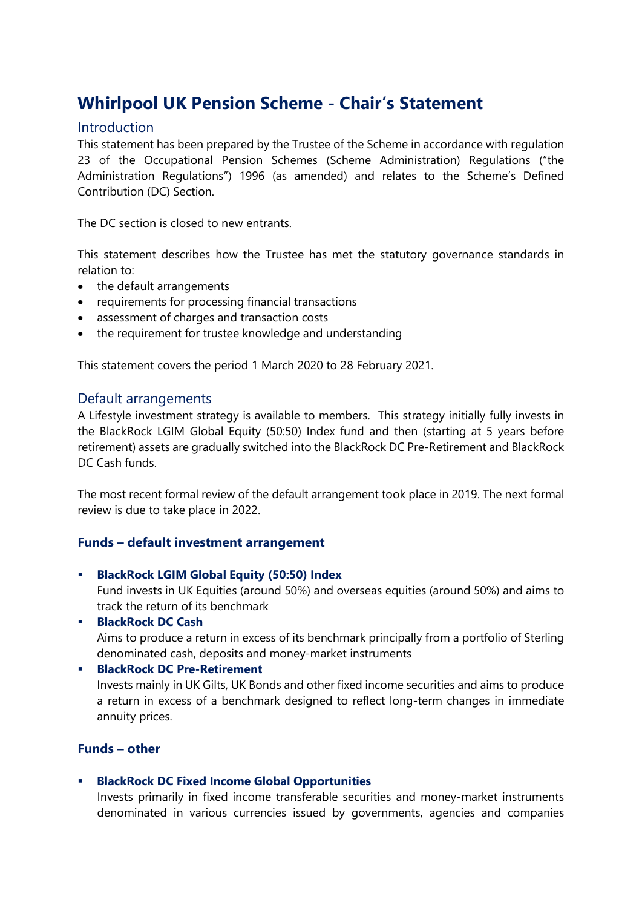# Whirlpool UK Pension Scheme - Chair's Statement

## Introduction

This statement has been prepared by the Trustee of the Scheme in accordance with regulation 23 of the Occupational Pension Schemes (Scheme Administration) Regulations ("the Administration Regulations") 1996 (as amended) and relates to the Scheme's Defined Contribution (DC) Section.

The DC section is closed to new entrants.

This statement describes how the Trustee has met the statutory governance standards in relation to:

- the default arrangements
- requirements for processing financial transactions
- assessment of charges and transaction costs
- the requirement for trustee knowledge and understanding

This statement covers the period 1 March 2020 to 28 February 2021.

## Default arrangements

A Lifestyle investment strategy is available to members. This strategy initially fully invests in the BlackRock LGIM Global Equity (50:50) Index fund and then (starting at 5 years before retirement) assets are gradually switched into the BlackRock DC Pre-Retirement and BlackRock DC Cash funds.

The most recent formal review of the default arrangement took place in 2019. The next formal review is due to take place in 2022.

### Funds – default investment arrangement

- **BlackRock LGIM Global Equity (50:50) Index**
  Fund invests in UK Equities (around 50%) and overseas equities (around 50%) and aims to track the return of its benchmark
- **BlackRock DC Cash**
  Aims to produce a return in excess of its benchmark principally from a portfolio of Sterling denominated cash, deposits and money-market instruments
- **BlackRock DC Pre-Retirement**
  Invests mainly in UK Gilts, UK Bonds and other fixed income securities and aims to produce a return in excess of a benchmark designed to reflect long-term changes in immediate annuity prices.

### Funds – other

- **BlackRock DC Fixed Income Global Opportunities**
  Invests primarily in fixed income transferable securities and money-market instruments denominated in various currencies issued by governments, agencies and companies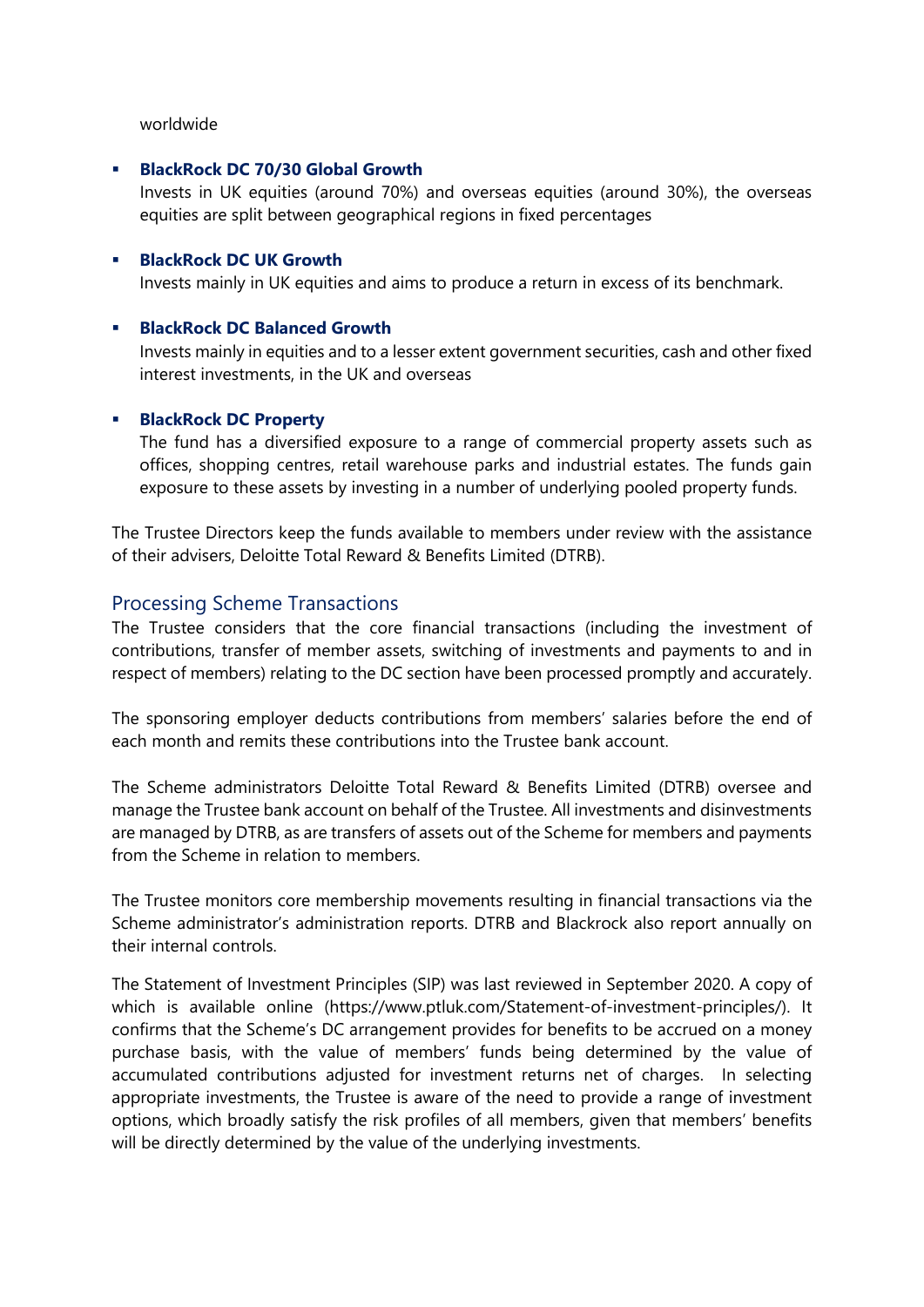worldwide

- **BlackRock DC 70/30 Global Growth**
  Invests in UK equities (around 70%) and overseas equities (around 30%), the overseas equities are split between geographical regions in fixed percentages

- **BlackRock DC UK Growth**
  Invests mainly in UK equities and aims to produce a return in excess of its benchmark.

- **BlackRock DC Balanced Growth**
  Invests mainly in equities and to a lesser extent government securities, cash and other fixed interest investments, in the UK and overseas

- **BlackRock DC Property**
  The fund has a diversified exposure to a range of commercial property assets such as offices, shopping centres, retail warehouse parks and industrial estates. The funds gain exposure to these assets by investing in a number of underlying pooled property funds.

The Trustee Directors keep the funds available to members under review with the assistance of their advisers, Deloitte Total Reward & Benefits Limited (DTRB).

## Processing Scheme Transactions

The Trustee considers that the core financial transactions (including the investment of contributions, transfer of member assets, switching of investments and payments to and in respect of members) relating to the DC section have been processed promptly and accurately.

The sponsoring employer deducts contributions from members' salaries before the end of each month and remits these contributions into the Trustee bank account.

The Scheme administrators Deloitte Total Reward & Benefits Limited (DTRB) oversee and manage the Trustee bank account on behalf of the Trustee. All investments and disinvestments are managed by DTRB, as are transfers of assets out of the Scheme for members and payments from the Scheme in relation to members.

The Trustee monitors core membership movements resulting in financial transactions via the Scheme administrator's administration reports. DTRB and Blackrock also report annually on their internal controls.

The Statement of Investment Principles (SIP) was last reviewed in September 2020. A copy of which is available online (https://www.ptluk.com/Statement-of-investment-principles/). It confirms that the Scheme's DC arrangement provides for benefits to be accrued on a money purchase basis, with the value of members' funds being determined by the value of accumulated contributions adjusted for investment returns net of charges. In selecting appropriate investments, the Trustee is aware of the need to provide a range of investment options, which broadly satisfy the risk profiles of all members, given that members' benefits will be directly determined by the value of the underlying investments.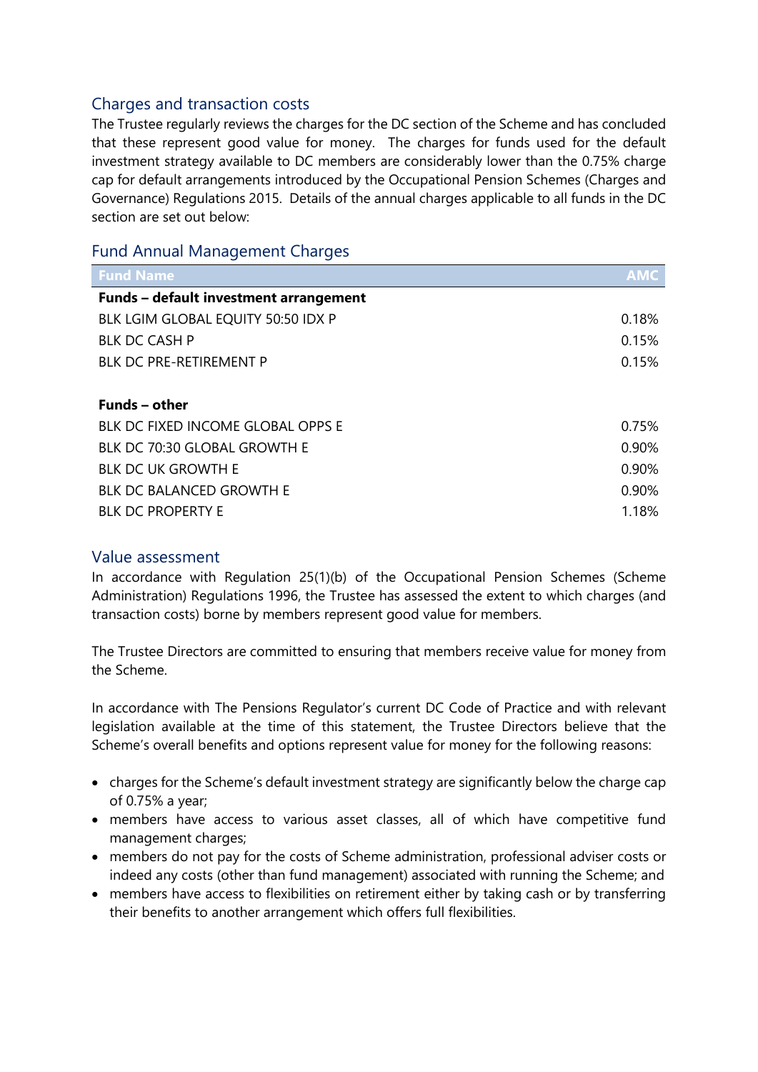## Charges and transaction costs

The Trustee regularly reviews the charges for the DC section of the Scheme and has concluded that these represent good value for money. The charges for funds used for the default investment strategy available to DC members are considerably lower than the 0.75% charge cap for default arrangements introduced by the Occupational Pension Schemes (Charges and Governance) Regulations 2015. Details of the annual charges applicable to all funds in the DC section are set out below:

## Fund Annual Management Charges

| Fund Name | AMC |
|---|---|
| **Funds – default investment arrangement** | |
| BLK LGIM GLOBAL EQUITY 50:50 IDX P | 0.18% |
| BLK DC CASH P | 0.15% |
| BLK DC PRE-RETIREMENT P | 0.15% |
| | |
| **Funds – other** | |
| BLK DC FIXED INCOME GLOBAL OPPS E | 0.75% |
| BLK DC 70:30 GLOBAL GROWTH E | 0.90% |
| BLK DC UK GROWTH E | 0.90% |
| BLK DC BALANCED GROWTH E | 0.90% |
| BLK DC PROPERTY E | 1.18% |

## Value assessment

In accordance with Regulation 25(1)(b) of the Occupational Pension Schemes (Scheme Administration) Regulations 1996, the Trustee has assessed the extent to which charges (and transaction costs) borne by members represent good value for members.

The Trustee Directors are committed to ensuring that members receive value for money from the Scheme.

In accordance with The Pensions Regulator's current DC Code of Practice and with relevant legislation available at the time of this statement, the Trustee Directors believe that the Scheme's overall benefits and options represent value for money for the following reasons:

- charges for the Scheme's default investment strategy are significantly below the charge cap of 0.75% a year;
- members have access to various asset classes, all of which have competitive fund management charges;
- members do not pay for the costs of Scheme administration, professional adviser costs or indeed any costs (other than fund management) associated with running the Scheme; and
- members have access to flexibilities on retirement either by taking cash or by transferring their benefits to another arrangement which offers full flexibilities.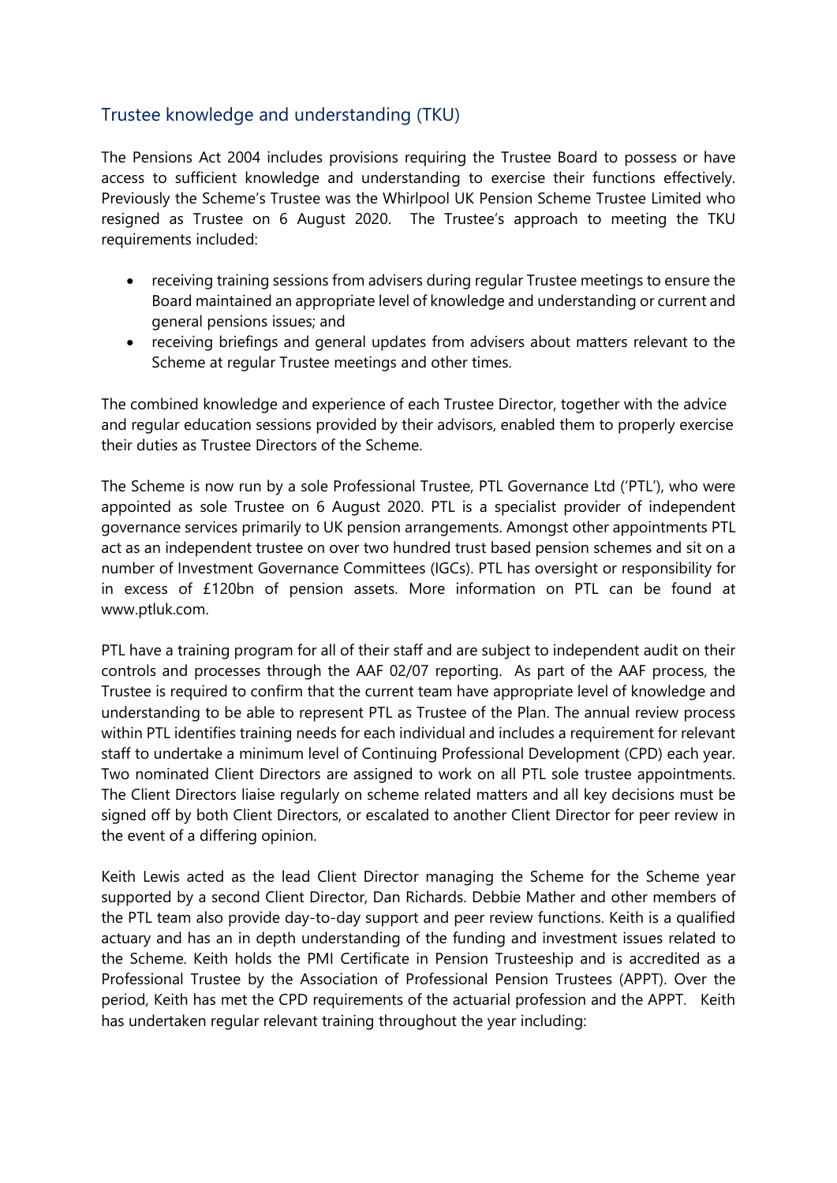## Trustee knowledge and understanding (TKU)

The Pensions Act 2004 includes provisions requiring the Trustee Board to possess or have access to sufficient knowledge and understanding to exercise their functions effectively. Previously the Scheme's Trustee was the Whirlpool UK Pension Scheme Trustee Limited who resigned as Trustee on 6 August 2020. The Trustee's approach to meeting the TKU requirements included:

- receiving training sessions from advisers during regular Trustee meetings to ensure the Board maintained an appropriate level of knowledge and understanding or current and general pensions issues; and
- receiving briefings and general updates from advisers about matters relevant to the Scheme at regular Trustee meetings and other times.

The combined knowledge and experience of each Trustee Director, together with the advice and regular education sessions provided by their advisors, enabled them to properly exercise their duties as Trustee Directors of the Scheme.

The Scheme is now run by a sole Professional Trustee, PTL Governance Ltd ('PTL'), who were appointed as sole Trustee on 6 August 2020. PTL is a specialist provider of independent governance services primarily to UK pension arrangements. Amongst other appointments PTL act as an independent trustee on over two hundred trust based pension schemes and sit on a number of Investment Governance Committees (IGCs). PTL has oversight or responsibility for in excess of £120bn of pension assets. More information on PTL can be found at www.ptluk.com.

PTL have a training program for all of their staff and are subject to independent audit on their controls and processes through the AAF 02/07 reporting. As part of the AAF process, the Trustee is required to confirm that the current team have appropriate level of knowledge and understanding to be able to represent PTL as Trustee of the Plan. The annual review process within PTL identifies training needs for each individual and includes a requirement for relevant staff to undertake a minimum level of Continuing Professional Development (CPD) each year. Two nominated Client Directors are assigned to work on all PTL sole trustee appointments. The Client Directors liaise regularly on scheme related matters and all key decisions must be signed off by both Client Directors, or escalated to another Client Director for peer review in the event of a differing opinion.

Keith Lewis acted as the lead Client Director managing the Scheme for the Scheme year supported by a second Client Director, Dan Richards. Debbie Mather and other members of the PTL team also provide day-to-day support and peer review functions. Keith is a qualified actuary and has an in depth understanding of the funding and investment issues related to the Scheme. Keith holds the PMI Certificate in Pension Trusteeship and is accredited as a Professional Trustee by the Association of Professional Pension Trustees (APPT). Over the period, Keith has met the CPD requirements of the actuarial profession and the APPT. Keith has undertaken regular relevant training throughout the year including: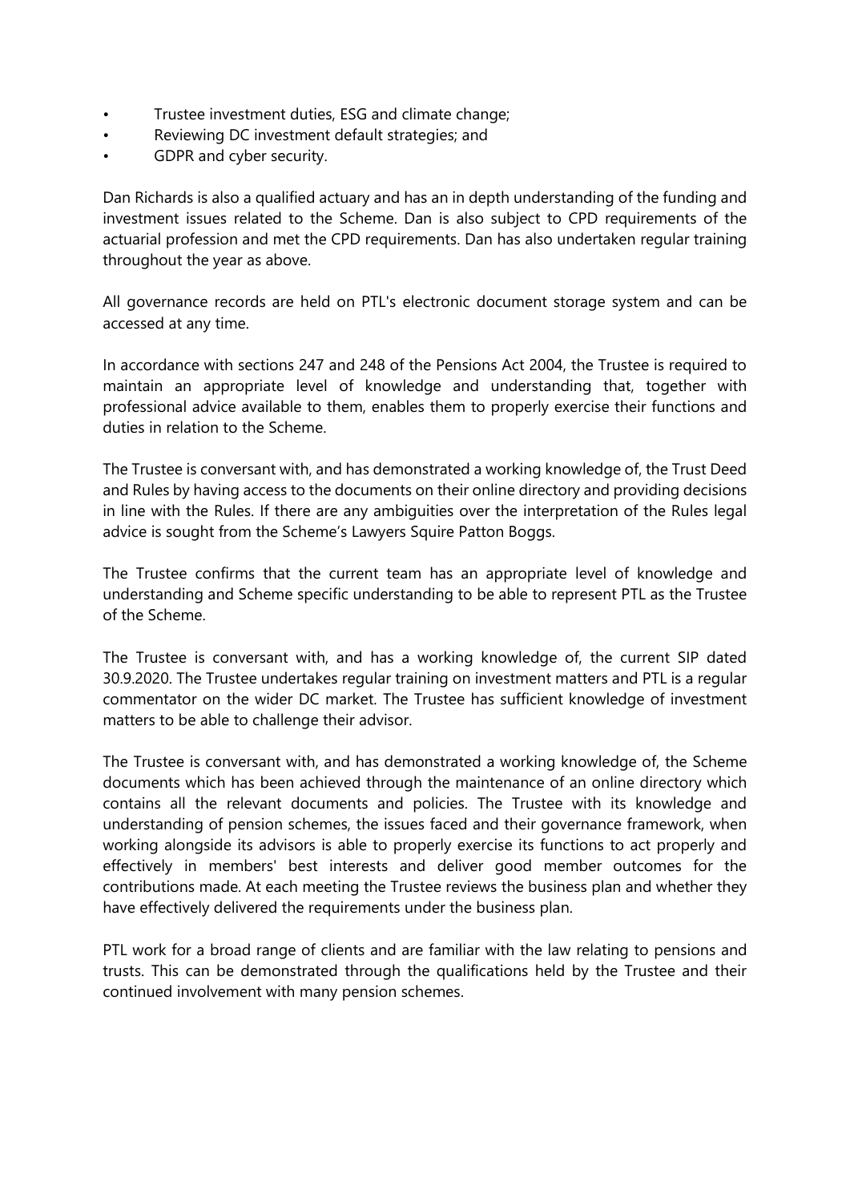- Trustee investment duties, ESG and climate change;
- Reviewing DC investment default strategies; and
- GDPR and cyber security.

Dan Richards is also a qualified actuary and has an in depth understanding of the funding and investment issues related to the Scheme. Dan is also subject to CPD requirements of the actuarial profession and met the CPD requirements. Dan has also undertaken regular training throughout the year as above.

All governance records are held on PTL's electronic document storage system and can be accessed at any time.

In accordance with sections 247 and 248 of the Pensions Act 2004, the Trustee is required to maintain an appropriate level of knowledge and understanding that, together with professional advice available to them, enables them to properly exercise their functions and duties in relation to the Scheme.

The Trustee is conversant with, and has demonstrated a working knowledge of, the Trust Deed and Rules by having access to the documents on their online directory and providing decisions in line with the Rules. If there are any ambiguities over the interpretation of the Rules legal advice is sought from the Scheme's Lawyers Squire Patton Boggs.

The Trustee confirms that the current team has an appropriate level of knowledge and understanding and Scheme specific understanding to be able to represent PTL as the Trustee of the Scheme.

The Trustee is conversant with, and has a working knowledge of, the current SIP dated 30.9.2020. The Trustee undertakes regular training on investment matters and PTL is a regular commentator on the wider DC market. The Trustee has sufficient knowledge of investment matters to be able to challenge their advisor.

The Trustee is conversant with, and has demonstrated a working knowledge of, the Scheme documents which has been achieved through the maintenance of an online directory which contains all the relevant documents and policies. The Trustee with its knowledge and understanding of pension schemes, the issues faced and their governance framework, when working alongside its advisors is able to properly exercise its functions to act properly and effectively in members' best interests and deliver good member outcomes for the contributions made. At each meeting the Trustee reviews the business plan and whether they have effectively delivered the requirements under the business plan.

PTL work for a broad range of clients and are familiar with the law relating to pensions and trusts. This can be demonstrated through the qualifications held by the Trustee and their continued involvement with many pension schemes.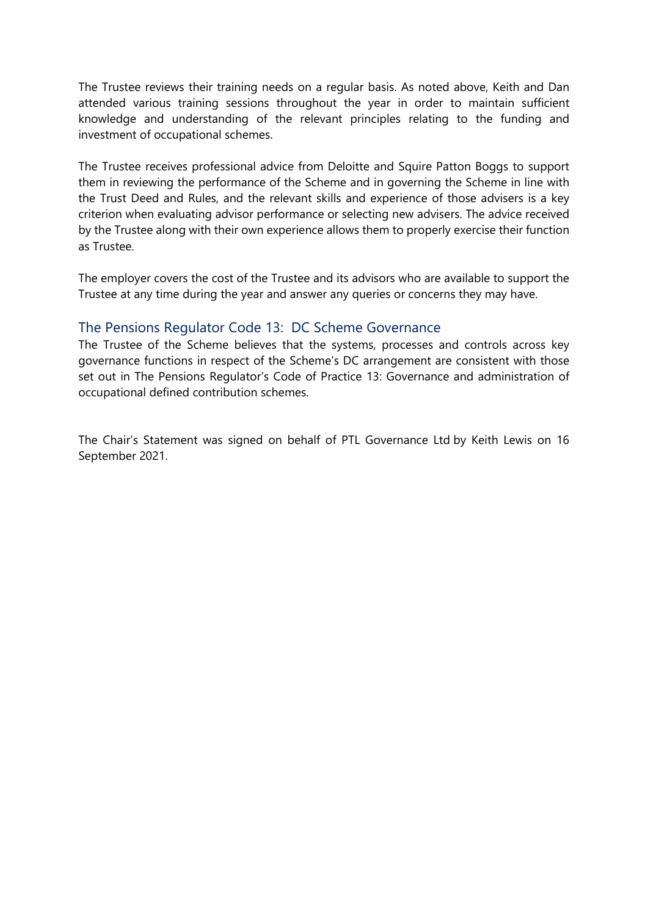The Trustee reviews their training needs on a regular basis. As noted above, Keith and Dan attended various training sessions throughout the year in order to maintain sufficient knowledge and understanding of the relevant principles relating to the funding and investment of occupational schemes.

The Trustee receives professional advice from Deloitte and Squire Patton Boggs to support them in reviewing the performance of the Scheme and in governing the Scheme in line with the Trust Deed and Rules, and the relevant skills and experience of those advisers is a key criterion when evaluating advisor performance or selecting new advisers. The advice received by the Trustee along with their own experience allows them to properly exercise their function as Trustee.

The employer covers the cost of the Trustee and its advisors who are available to support the Trustee at any time during the year and answer any queries or concerns they may have.

## The Pensions Regulator Code 13: DC Scheme Governance

The Trustee of the Scheme believes that the systems, processes and controls across key governance functions in respect of the Scheme's DC arrangement are consistent with those set out in The Pensions Regulator's Code of Practice 13: Governance and administration of occupational defined contribution schemes.

The Chair's Statement was signed on behalf of PTL Governance Ltd by Keith Lewis on 16 September 2021.